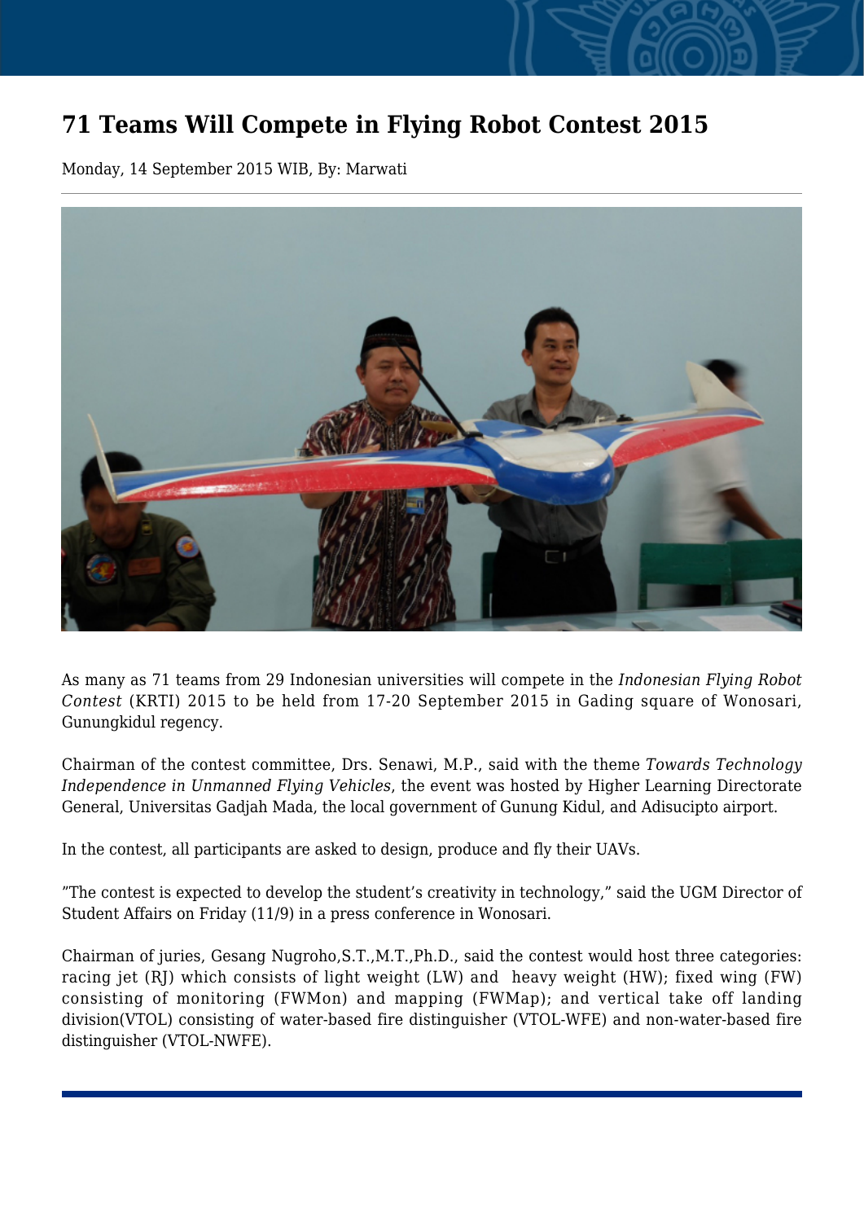# 71 Teams Will Compete in Flying Robot Contest 2015

Monday, 14 September 2015 WIB, By: Marwati

As many as 71 teams from 29 Indonesian universities will compete in the *Indonesian Flying Robot Contest* (KRTI) 2015 to be held from 17-20 September 2015 in Gading square of Wonosari, Gunungkidul regency.

Chairman of the contest committee, Drs. Senawi, M.P., said with the theme *Towards Technology Independence in Unmanned Flying Vehicles*, the event was hosted by Higher Learning Directorate General, Universitas Gadjah Mada, the local government of Gunung Kidul, and Adisucipto airport.

In the contest, all participants are asked to design, produce and fly their UAVs.

"The contest is expected to develop the student's creativity in technology," said the UGM Director of Student Affairs on Friday (11/9) in a press conference in Wonosari.

Chairman of juries, Gesang Nugroho,S.T.,M.T.,Ph.D., said the contest would host three categories: racing jet (RJ) which consists of light weight (LW) and heavy weight (HW); fixed wing (FW) consisting of monitoring (FWMon) and mapping (FWMap); and vertical take off landing division(VTOL) consisting of water-based fire distinguisher (VTOL-WFE) and non-water-based fire distinguisher (VTOL-NWFE).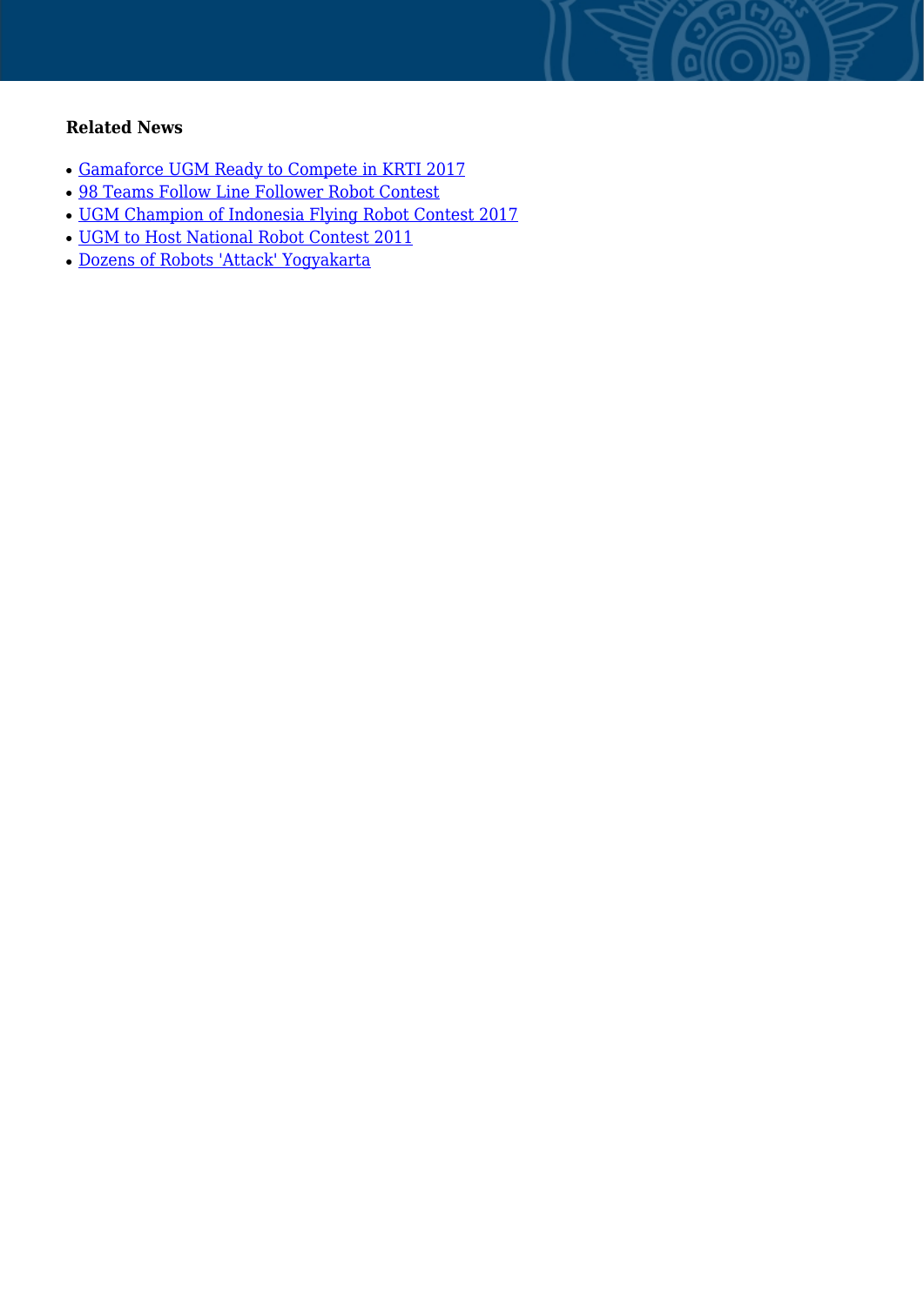### Related News

- Gamaforce UGM Ready to Compete in KRTI 2017
- 98 Teams Follow Line Follower Robot Contest
- UGM Champion of Indonesia Flying Robot Contest 2017
- UGM to Host National Robot Contest 2011
- Dozens of Robots 'Attack' Yogyakarta